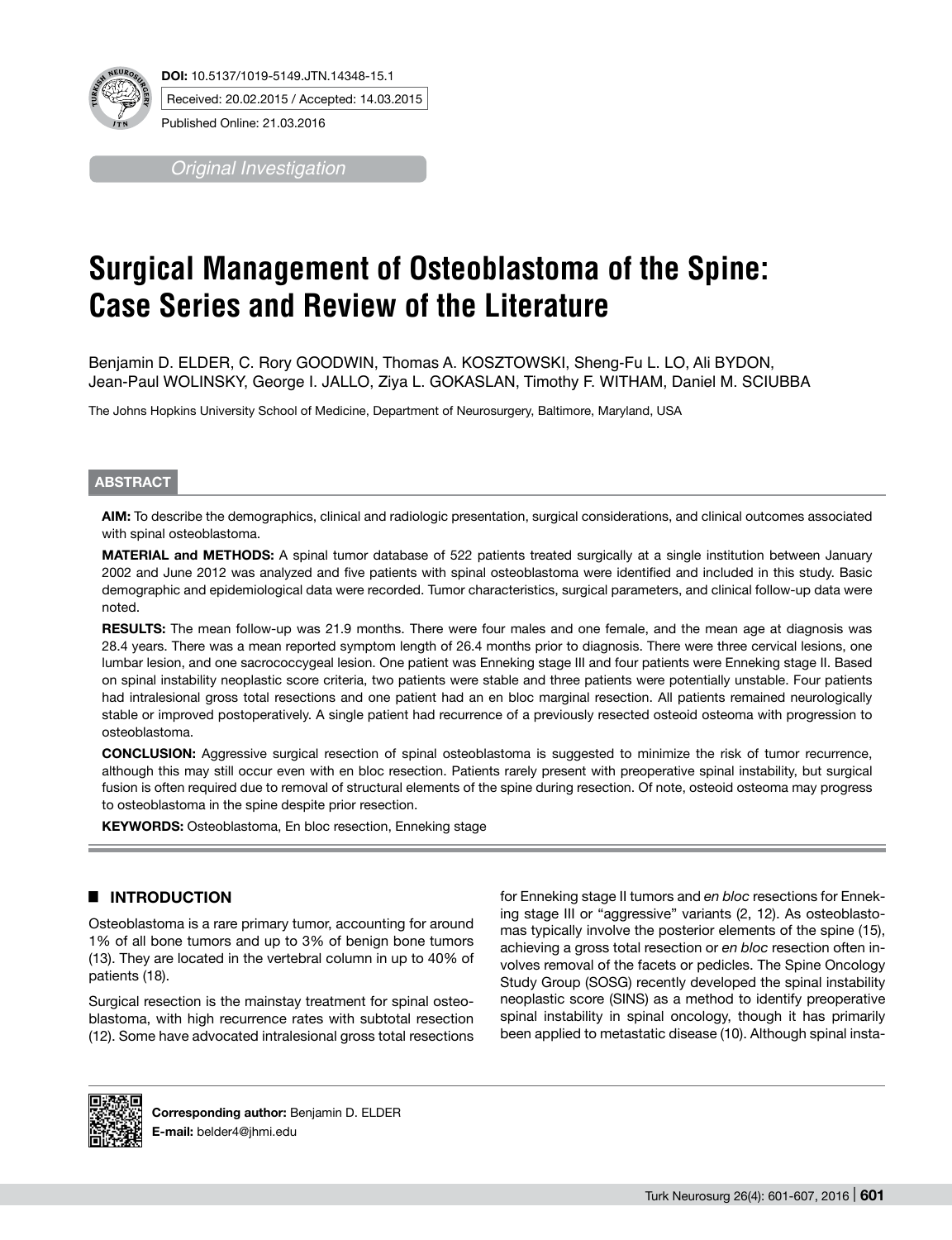**DOI:** 10.5137/1019-5149.JTN.14348-15.1

Received: 20.02.2015 / Accepted: 14.03.2015

Published Online: 21.03.2016

*Original Investigation*

# Surgical Management of Osteoblastoma of the Spine: Case Series and Review of the Literature

Benjamin D. ELDER, C. Rory GOODWIN, Thomas A. KOSZTOWSKI, Sheng-Fu L. LO, Ali BYDON, Jean-Paul WOLINSKY, George I. JALLO, Ziya L. GOKASLAN, Timothy F. WITHAM, Daniel M. SCIUBBA

The Johns Hopkins University School of Medicine, Department of Neurosurgery, Baltimore, Maryland, USA

## ABSTRACT

**AIM:** To describe the demographics, clinical and radiologic presentation, surgical considerations, and clinical outcomes associated with spinal osteoblastoma.

**MATERIAL and METHODS:** A spinal tumor database of 522 patients treated surgically at a single institution between January 2002 and June 2012 was analyzed and five patients with spinal osteoblastoma were identified and included in this study. Basic demographic and epidemiological data were recorded. Tumor characteristics, surgical parameters, and clinical follow-up data were noted.

**RESULTS:** The mean follow-up was 21.9 months. There were four males and one female, and the mean age at diagnosis was 28.4 years. There was a mean reported symptom length of 26.4 months prior to diagnosis. There were three cervical lesions, one lumbar lesion, and one sacrococcygeal lesion. One patient was Enneking stage III and four patients were Enneking stage II. Based on spinal instability neoplastic score criteria, two patients were stable and three patients were potentially unstable. Four patients had intralesional gross total resections and one patient had an en bloc marginal resection. All patients remained neurologically stable or improved postoperatively. A single patient had recurrence of a previously resected osteoid osteoma with progression to osteoblastoma.

**CONCLUSION:** Aggressive surgical resection of spinal osteoblastoma is suggested to minimize the risk of tumor recurrence, although this may still occur even with en bloc resection. Patients rarely present with preoperative spinal instability, but surgical fusion is often required due to removal of structural elements of the spine during resection. Of note, osteoid osteoma may progress to osteoblastoma in the spine despite prior resection.

**KEYWORDS:** Osteoblastoma, En bloc resection, Enneking stage

## INTRODUCTION

Osteoblastoma is a rare primary tumor, accounting for around 1% of all bone tumors and up to 3% of benign bone tumors (13). They are located in the vertebral column in up to 40% of patients (18).

Surgical resection is the mainstay treatment for spinal osteoblastoma, with high recurrence rates with subtotal resection (12). Some have advocated intralesional gross total resections for Enneking stage II tumors and *en bloc* resections for Enneking stage III or "aggressive" variants (2, 12). As osteoblastomas typically involve the posterior elements of the spine (15), achieving a gross total resection or *en bloc* resection often involves removal of the facets or pedicles. The Spine Oncology Study Group (SOSG) recently developed the spinal instability neoplastic score (SINS) as a method to identify preoperative spinal instability in spinal oncology, though it has primarily been applied to metastatic disease (10). Although spinal insta-

**Corresponding author:** Benjamin D. ELDER
**E-mail:** belder4@jhmi.edu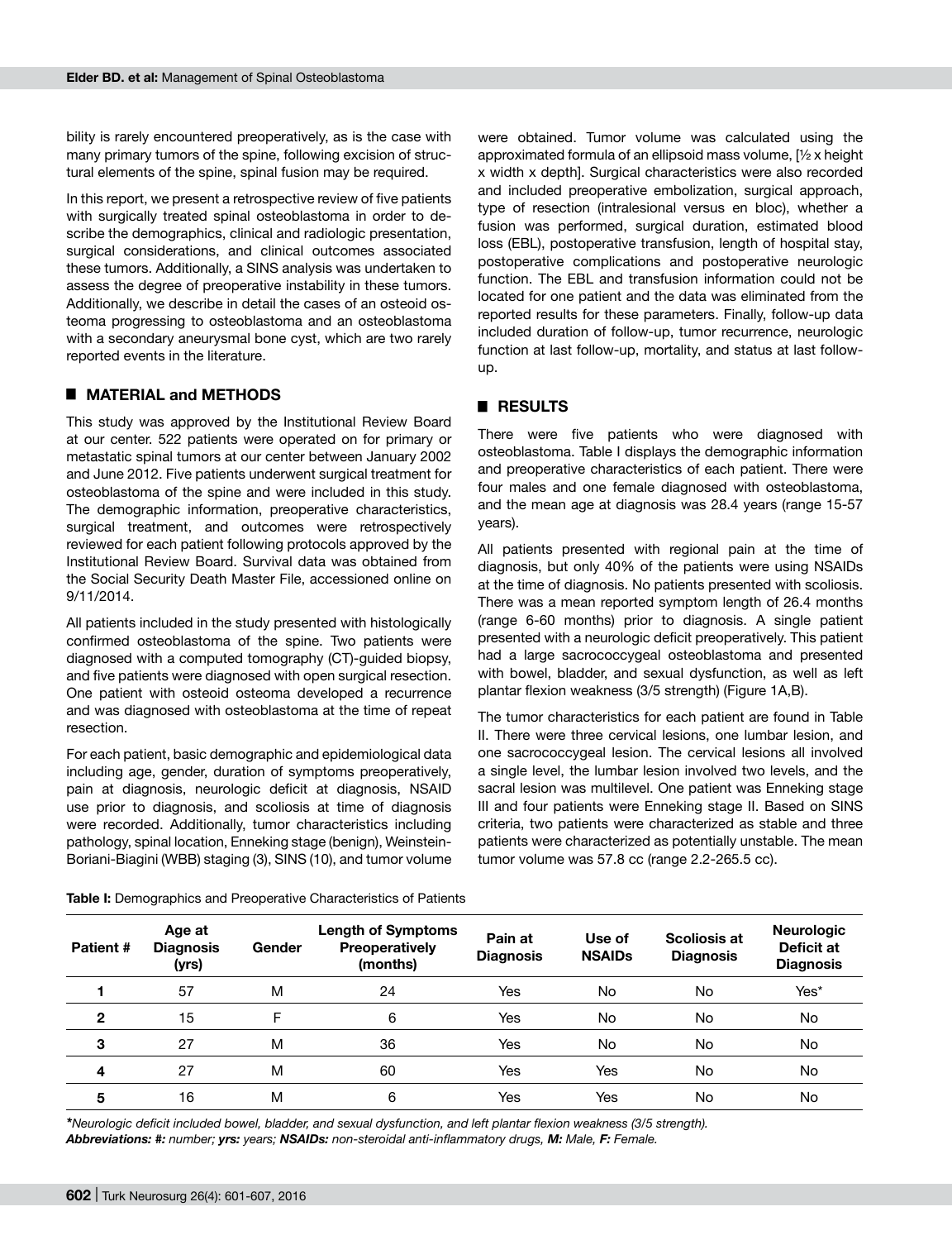bility is rarely encountered preoperatively, as is the case with many primary tumors of the spine, following excision of structural elements of the spine, spinal fusion may be required.

In this report, we present a retrospective review of five patients with surgically treated spinal osteoblastoma in order to describe the demographics, clinical and radiologic presentation, surgical considerations, and clinical outcomes associated these tumors. Additionally, a SINS analysis was undertaken to assess the degree of preoperative instability in these tumors. Additionally, we describe in detail the cases of an osteoid osteoma progressing to osteoblastoma and an osteoblastoma with a secondary aneurysmal bone cyst, which are two rarely reported events in the literature.

## MATERIAL and METHODS

This study was approved by the Institutional Review Board at our center. 522 patients were operated on for primary or metastatic spinal tumors at our center between January 2002 and June 2012. Five patients underwent surgical treatment for osteoblastoma of the spine and were included in this study. The demographic information, preoperative characteristics, surgical treatment, and outcomes were retrospectively reviewed for each patient following protocols approved by the Institutional Review Board. Survival data was obtained from the Social Security Death Master File, accessioned online on 9/11/2014.

All patients included in the study presented with histologically confirmed osteoblastoma of the spine. Two patients were diagnosed with a computed tomography (CT)-guided biopsy, and five patients were diagnosed with open surgical resection. One patient with osteoid osteoma developed a recurrence and was diagnosed with osteoblastoma at the time of repeat resection.

For each patient, basic demographic and epidemiological data including age, gender, duration of symptoms preoperatively, pain at diagnosis, neurologic deficit at diagnosis, NSAID use prior to diagnosis, and scoliosis at time of diagnosis were recorded. Additionally, tumor characteristics including pathology, spinal location, Enneking stage (benign), Weinstein-Boriani-Biagini (WBB) staging (3), SINS (10), and tumor volume were obtained. Tumor volume was calculated using the approximated formula of an ellipsoid mass volume, [½ x height x width x depth]. Surgical characteristics were also recorded and included preoperative embolization, surgical approach, type of resection (intralesional versus en bloc), whether a fusion was performed, surgical duration, estimated blood loss (EBL), postoperative transfusion, length of hospital stay, postoperative complications and postoperative neurologic function. The EBL and transfusion information could not be located for one patient and the data was eliminated from the reported results for these parameters. Finally, follow-up data included duration of follow-up, tumor recurrence, neurologic function at last follow-up, mortality, and status at last follow-up.

## RESULTS

There were five patients who were diagnosed with osteoblastoma. Table I displays the demographic information and preoperative characteristics of each patient. There were four males and one female diagnosed with osteoblastoma, and the mean age at diagnosis was 28.4 years (range 15-57 years).

All patients presented with regional pain at the time of diagnosis, but only 40% of the patients were using NSAIDs at the time of diagnosis. No patients presented with scoliosis. There was a mean reported symptom length of 26.4 months (range 6-60 months) prior to diagnosis. A single patient presented with a neurologic deficit preoperatively. This patient had a large sacrococcygeal osteoblastoma and presented with bowel, bladder, and sexual dysfunction, as well as left plantar flexion weakness (3/5 strength) (Figure 1A,B).

The tumor characteristics for each patient are found in Table II. There were three cervical lesions, one lumbar lesion, and one sacrococcygeal lesion. The cervical lesions all involved a single level, the lumbar lesion involved two levels, and the sacral lesion was multilevel. One patient was Enneking stage III and four patients were Enneking stage II. Based on SINS criteria, two patients were characterized as stable and three patients were characterized as potentially unstable. The mean tumor volume was 57.8 cc (range 2.2-265.5 cc).

**Table I:** Demographics and Preoperative Characteristics of Patients

| Patient # | Age at Diagnosis (yrs) | Gender | Length of Symptoms Preoperatively (months) | Pain at Diagnosis | Use of NSAIDs | Scoliosis at Diagnosis | Neurologic Deficit at Diagnosis |
|---|---|---|---|---|---|---|---|
| **1** | 57 | M | 24 | Yes | No | No | Yes* |
| **2** | 15 | F | 6 | Yes | No | No | No |
| **3** | 27 | M | 36 | Yes | No | No | No |
| **4** | 27 | M | 60 | Yes | Yes | No | No |
| **5** | 16 | M | 6 | Yes | Yes | No | No |

*\*Neurologic deficit included bowel, bladder, and sexual dysfunction, and left plantar flexion weakness (3/5 strength).*
***Abbreviations: #:** number; **yrs:** years; **NSAIDs:** non-steroidal anti-inflammatory drugs, **M:** Male, **F:** Female.*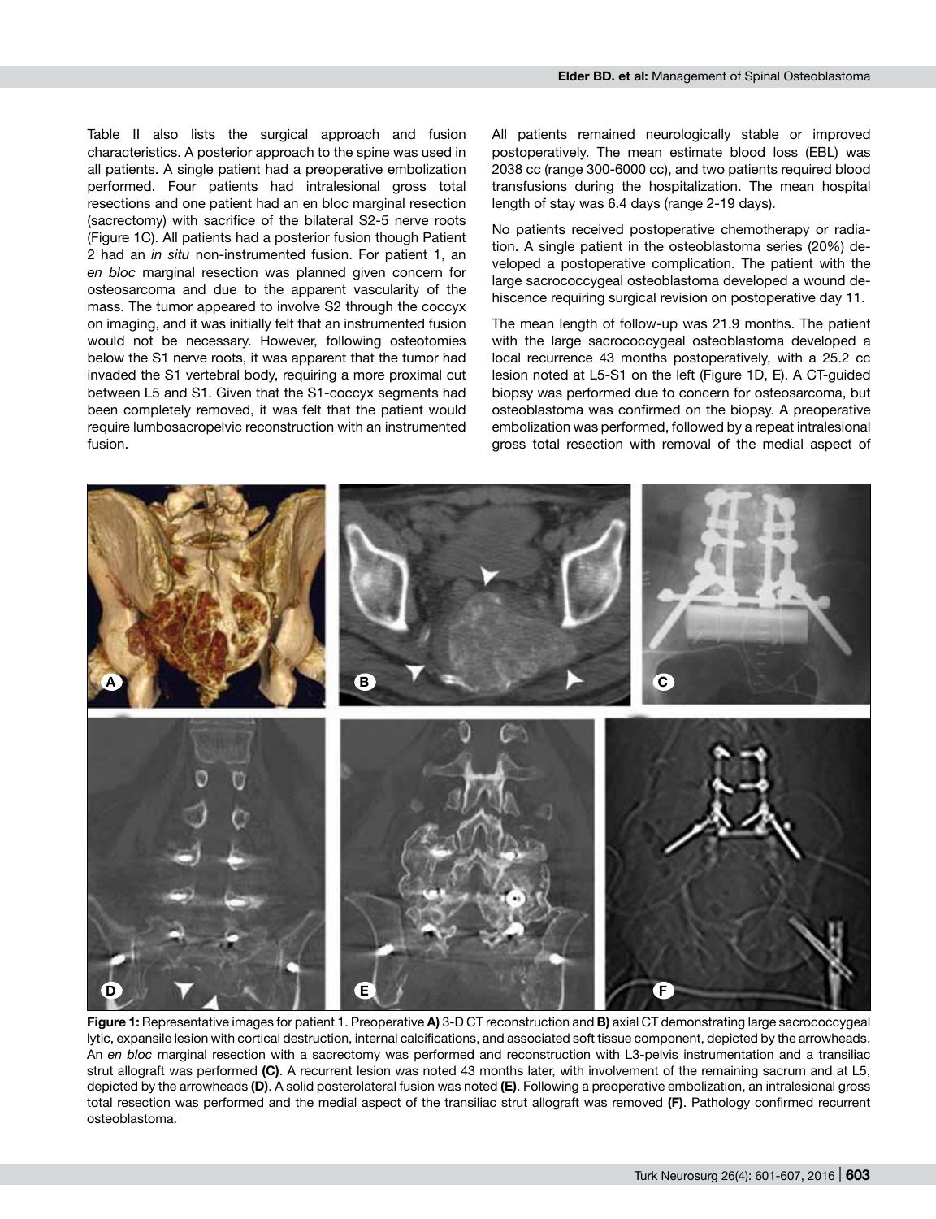Table II also lists the surgical approach and fusion characteristics. A posterior approach to the spine was used in all patients. A single patient had a preoperative embolization performed. Four patients had intralesional gross total resections and one patient had an en bloc marginal resection (sacrectomy) with sacrifice of the bilateral S2-5 nerve roots (Figure 1C). All patients had a posterior fusion though Patient 2 had an *in situ* non-instrumented fusion. For patient 1, an *en bloc* marginal resection was planned given concern for osteosarcoma and due to the apparent vascularity of the mass. The tumor appeared to involve S2 through the coccyx on imaging, and it was initially felt that an instrumented fusion would not be necessary. However, following osteotomies below the S1 nerve roots, it was apparent that the tumor had invaded the S1 vertebral body, requiring a more proximal cut between L5 and S1. Given that the S1-coccyx segments had been completely removed, it was felt that the patient would require lumbosacropelvic reconstruction with an instrumented fusion.

All patients remained neurologically stable or improved postoperatively. The mean estimate blood loss (EBL) was 2038 cc (range 300-6000 cc), and two patients required blood transfusions during the hospitalization. The mean hospital length of stay was 6.4 days (range 2-19 days).

No patients received postoperative chemotherapy or radiation. A single patient in the osteoblastoma series (20%) developed a postoperative complication. The patient with the large sacrococcygeal osteoblastoma developed a wound dehiscence requiring surgical revision on postoperative day 11.

The mean length of follow-up was 21.9 months. The patient with the large sacrococcygeal osteoblastoma developed a local recurrence 43 months postoperatively, with a 25.2 cc lesion noted at L5-S1 on the left (Figure 1D, E). A CT-guided biopsy was performed due to concern for osteosarcoma, but osteoblastoma was confirmed on the biopsy. A preoperative embolization was performed, followed by a repeat intralesional gross total resection with removal of the medial aspect of

**Figure 1:** Representative images for patient 1. Preoperative **A)** 3-D CT reconstruction and **B)** axial CT demonstrating large sacrococcygeal lytic, expansile lesion with cortical destruction, internal calcifications, and associated soft tissue component, depicted by the arrowheads. An *en bloc* marginal resection with a sacrectomy was performed and reconstruction with L3-pelvis instrumentation and a transiliac strut allograft was performed **(C)**. A recurrent lesion was noted 43 months later, with involvement of the remaining sacrum and at L5, depicted by the arrowheads **(D)**. A solid posterolateral fusion was noted **(E)**. Following a preoperative embolization, an intralesional gross total resection was performed and the medial aspect of the transiliac strut allograft was removed **(F)**. Pathology confirmed recurrent osteoblastoma.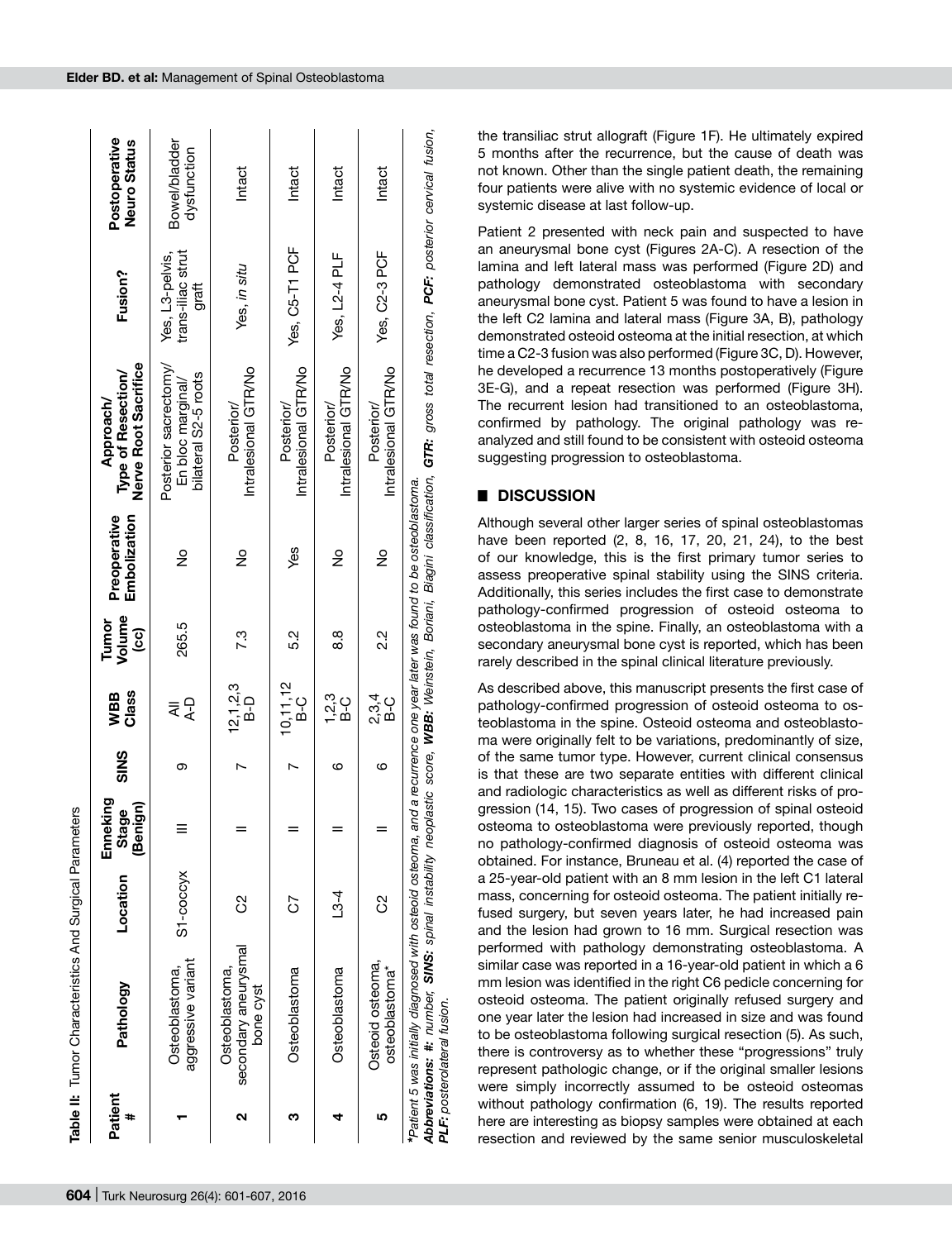**Table II:** Tumor Characteristics And Surgical Parameters

| Patient # | Pathology | Location | Enneking Stage (Benign) | SINS | WBB Class | Tumor Volume (cc) | Preoperative Embolization | Approach/ Type of Resection/ Nerve Root Sacrifice | Fusion? | Postoperative Neuro Status |
|---|---|---|---|---|---|---|---|---|---|---|
| **1** | Osteoblastoma, aggressive variant | S1-coccyx | III | 9 | All A-D | 265.5 | No | Posterior sacrectomy/ En bloc marginal/ bilateral S2-5 roots | Yes, L3-pelvis, trans-iliac strut graft | Bowel/bladder dysfunction |
| **2** | Osteoblastoma, secondary aneurysmal bone cyst | C2 | II | 7 | 12,1,2,3 B-D | 7.3 | No | Posterior/ Intralesional GTR/No | Yes, *in situ* | Intact |
| **3** | Osteoblastoma | C7 | II | 7 | 10,11,12 B-C | 5.2 | Yes | Posterior/ Intralesional GTR/No | Yes, C5-T1 PCF | Intact |
| **4** | Osteoblastoma | L3-4 | II | 6 | 1,2,3 B-C | 8.8 | No | Posterior/ Intralesional GTR/No | Yes, L2-4 PLF | Intact |
| **5** | Osteoid osteoma, osteoblastoma* | C2 | II | 6 | 2,3,4 B-C | 2.2 | No | Posterior/ Intralesional GTR/No | Yes, C2-3 PCF | Intact |

*\*Patient 5 was initially diagnosed with osteoid osteoma, and a recurrence one year later was found to be osteoblastoma.*
***Abbreviations: #:** number, **SINS:** spinal instability neoplastic score, **WBB:** Weinstein, Boriani, Biagini classification, **GTR:** gross total resection, **PCF:** posterior cervical fusion, **PLF:** posterolateral fusion.*

the transiliac strut allograft (Figure 1F). He ultimately expired 5 months after the recurrence, but the cause of death was not known. Other than the single patient death, the remaining four patients were alive with no systemic evidence of local or systemic disease at last follow-up.

Patient 2 presented with neck pain and suspected to have an aneurysmal bone cyst (Figures 2A-C). A resection of the lamina and left lateral mass was performed (Figure 2D) and pathology demonstrated osteoblastoma with secondary aneurysmal bone cyst. Patient 5 was found to have a lesion in the left C2 lamina and lateral mass (Figure 3A, B), pathology demonstrated osteoid osteoma at the initial resection, at which time a C2-3 fusion was also performed (Figure 3C, D). However, he developed a recurrence 13 months postoperatively (Figure 3E-G), and a repeat resection was performed (Figure 3H). The recurrent lesion had transitioned to an osteoblastoma, confirmed by pathology. The original pathology was re-analyzed and still found to be consistent with osteoid osteoma suggesting progression to osteoblastoma.

## ■ DISCUSSION

Although several other larger series of spinal osteoblastomas have been reported (2, 8, 16, 17, 20, 21, 24), to the best of our knowledge, this is the first primary tumor series to assess preoperative spinal stability using the SINS criteria. Additionally, this series includes the first case to demonstrate pathology-confirmed progression of osteoid osteoma to osteoblastoma in the spine. Finally, an osteoblastoma with a secondary aneurysmal bone cyst is reported, which has been rarely described in the spinal clinical literature previously.

As described above, this manuscript presents the first case of pathology-confirmed progression of osteoid osteoma to osteoblastoma in the spine. Osteoid osteoma and osteoblastoma were originally felt to be variations, predominantly of size, of the same tumor type. However, current clinical consensus is that these are two separate entities with different clinical and radiologic characteristics as well as different risks of progression (14, 15). Two cases of progression of spinal osteoid osteoma to osteoblastoma were previously reported, though no pathology-confirmed diagnosis of osteoid osteoma was obtained. For instance, Bruneau et al. (4) reported the case of a 25-year-old patient with an 8 mm lesion in the left C1 lateral mass, concerning for osteoid osteoma. The patient initially refused surgery, but seven years later, he had increased pain and the lesion had grown to 16 mm. Surgical resection was performed with pathology demonstrating osteoblastoma. A similar case was reported in a 16-year-old patient in which a 6 mm lesion was identified in the right C6 pedicle concerning for osteoid osteoma. The patient originally refused surgery and one year later the lesion had increased in size and was found to be osteoblastoma following surgical resection (5). As such, there is controversy as to whether these "progressions" truly represent pathologic change, or if the original smaller lesions were simply incorrectly assumed to be osteoid osteomas without pathology confirmation (6, 19). The results reported here are interesting as biopsy samples were obtained at each resection and reviewed by the same senior musculoskeletal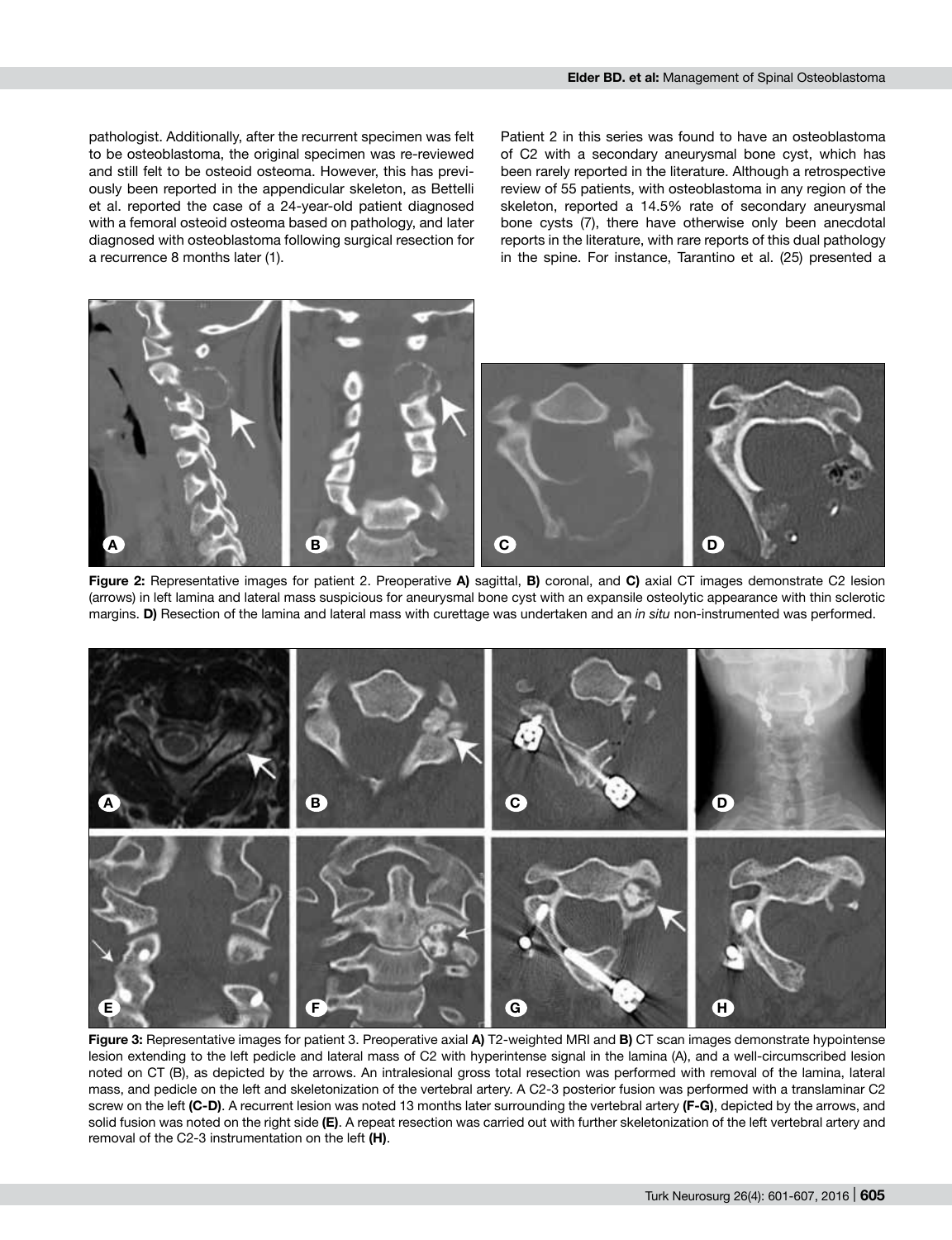pathologist. Additionally, after the recurrent specimen was felt to be osteoblastoma, the original specimen was re-reviewed and still felt to be osteoid osteoma. However, this has previously been reported in the appendicular skeleton, as Bettelli et al. reported the case of a 24-year-old patient diagnosed with a femoral osteoid osteoma based on pathology, and later diagnosed with osteoblastoma following surgical resection for a recurrence 8 months later (1).

Patient 2 in this series was found to have an osteoblastoma of C2 with a secondary aneurysmal bone cyst, which has been rarely reported in the literature. Although a retrospective review of 55 patients, with osteoblastoma in any region of the skeleton, reported a 14.5% rate of secondary aneurysmal bone cysts (7), there have otherwise only been anecdotal reports in the literature, with rare reports of this dual pathology in the spine. For instance, Tarantino et al. (25) presented a

**Figure 2:** Representative images for patient 2. Preoperative **A)** sagittal, **B)** coronal, and **C)** axial CT images demonstrate C2 lesion (arrows) in left lamina and lateral mass suspicious for aneurysmal bone cyst with an expansile osteolytic appearance with thin sclerotic margins. **D)** Resection of the lamina and lateral mass with curettage was undertaken and an *in situ* non-instrumented was performed.

**Figure 3:** Representative images for patient 3. Preoperative axial **A)** T2-weighted MRI and **B)** CT scan images demonstrate hypointense lesion extending to the left pedicle and lateral mass of C2 with hyperintense signal in the lamina (A), and a well-circumscribed lesion noted on CT (B), as depicted by the arrows. An intralesional gross total resection was performed with removal of the lamina, lateral mass, and pedicle on the left and skeletonization of the vertebral artery. A C2-3 posterior fusion was performed with a translaminar C2 screw on the left **(C-D)**. A recurrent lesion was noted 13 months later surrounding the vertebral artery **(F-G)**, depicted by the arrows, and solid fusion was noted on the right side **(E)**. A repeat resection was carried out with further skeletonization of the left vertebral artery and removal of the C2-3 instrumentation on the left **(H)**.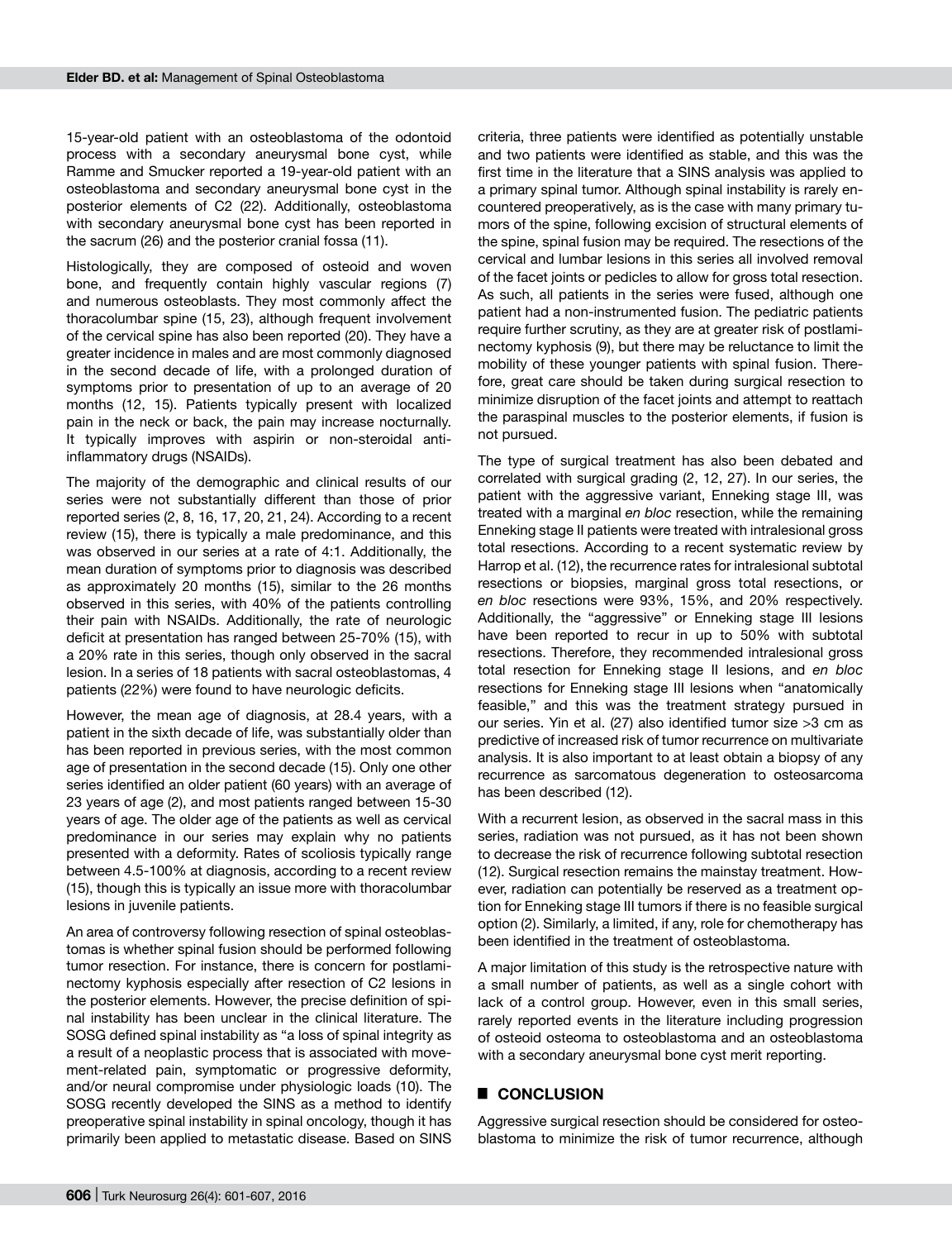15-year-old patient with an osteoblastoma of the odontoid process with a secondary aneurysmal bone cyst, while Ramme and Smucker reported a 19-year-old patient with an osteoblastoma and secondary aneurysmal bone cyst in the posterior elements of C2 (22). Additionally, osteoblastoma with secondary aneurysmal bone cyst has been reported in the sacrum (26) and the posterior cranial fossa (11).

Histologically, they are composed of osteoid and woven bone, and frequently contain highly vascular regions (7) and numerous osteoblasts. They most commonly affect the thoracolumbar spine (15, 23), although frequent involvement of the cervical spine has also been reported (20). They have a greater incidence in males and are most commonly diagnosed in the second decade of life, with a prolonged duration of symptoms prior to presentation of up to an average of 20 months (12, 15). Patients typically present with localized pain in the neck or back, the pain may increase nocturnally. It typically improves with aspirin or non-steroidal anti-inflammatory drugs (NSAIDs).

The majority of the demographic and clinical results of our series were not substantially different than those of prior reported series (2, 8, 16, 17, 20, 21, 24). According to a recent review (15), there is typically a male predominance, and this was observed in our series at a rate of 4:1. Additionally, the mean duration of symptoms prior to diagnosis was described as approximately 20 months (15), similar to the 26 months observed in this series, with 40% of the patients controlling their pain with NSAIDs. Additionally, the rate of neurologic deficit at presentation has ranged between 25-70% (15), with a 20% rate in this series, though only observed in the sacral lesion. In a series of 18 patients with sacral osteoblastomas, 4 patients (22%) were found to have neurologic deficits.

However, the mean age of diagnosis, at 28.4 years, with a patient in the sixth decade of life, was substantially older than has been reported in previous series, with the most common age of presentation in the second decade (15). Only one other series identified an older patient (60 years) with an average of 23 years of age (2), and most patients ranged between 15-30 years of age. The older age of the patients as well as cervical predominance in our series may explain why no patients presented with a deformity. Rates of scoliosis typically range between 4.5-100% at diagnosis, according to a recent review (15), though this is typically an issue more with thoracolumbar lesions in juvenile patients.

An area of controversy following resection of spinal osteoblastomas is whether spinal fusion should be performed following tumor resection. For instance, there is concern for postlaminectomy kyphosis especially after resection of C2 lesions in the posterior elements. However, the precise definition of spinal instability has been unclear in the clinical literature. The SOSG defined spinal instability as "a loss of spinal integrity as a result of a neoplastic process that is associated with movement-related pain, symptomatic or progressive deformity, and/or neural compromise under physiologic loads (10). The SOSG recently developed the SINS as a method to identify preoperative spinal instability in spinal oncology, though it has primarily been applied to metastatic disease. Based on SINS criteria, three patients were identified as potentially unstable and two patients were identified as stable, and this was the first time in the literature that a SINS analysis was applied to a primary spinal tumor. Although spinal instability is rarely encountered preoperatively, as is the case with many primary tumors of the spine, following excision of structural elements of the spine, spinal fusion may be required. The resections of the cervical and lumbar lesions in this series all involved removal of the facet joints or pedicles to allow for gross total resection. As such, all patients in the series were fused, although one patient had a non-instrumented fusion. The pediatric patients require further scrutiny, as they are at greater risk of postlaminectomy kyphosis (9), but there may be reluctance to limit the mobility of these younger patients with spinal fusion. Therefore, great care should be taken during surgical resection to minimize disruption of the facet joints and attempt to reattach the paraspinal muscles to the posterior elements, if fusion is not pursued.

The type of surgical treatment has also been debated and correlated with surgical grading (2, 12, 27). In our series, the patient with the aggressive variant, Enneking stage III, was treated with a marginal *en bloc* resection, while the remaining Enneking stage II patients were treated with intralesional gross total resections. According to a recent systematic review by Harrop et al. (12), the recurrence rates for intralesional subtotal resections or biopsies, marginal gross total resections, or *en bloc* resections were 93%, 15%, and 20% respectively. Additionally, the "aggressive" or Enneking stage III lesions have been reported to recur in up to 50% with subtotal resections. Therefore, they recommended intralesional gross total resection for Enneking stage II lesions, and *en bloc* resections for Enneking stage III lesions when "anatomically feasible," and this was the treatment strategy pursued in our series. Yin et al. (27) also identified tumor size >3 cm as predictive of increased risk of tumor recurrence on multivariate analysis. It is also important to at least obtain a biopsy of any recurrence as sarcomatous degeneration to osteosarcoma has been described (12).

With a recurrent lesion, as observed in the sacral mass in this series, radiation was not pursued, as it has not been shown to decrease the risk of recurrence following subtotal resection (12). Surgical resection remains the mainstay treatment. However, radiation can potentially be reserved as a treatment option for Enneking stage III tumors if there is no feasible surgical option (2). Similarly, a limited, if any, role for chemotherapy has been identified in the treatment of osteoblastoma.

A major limitation of this study is the retrospective nature with a small number of patients, as well as a single cohort with lack of a control group. However, even in this small series, rarely reported events in the literature including progression of osteoid osteoma to osteoblastoma and an osteoblastoma with a secondary aneurysmal bone cyst merit reporting.

## CONCLUSION

Aggressive surgical resection should be considered for osteoblastoma to minimize the risk of tumor recurrence, although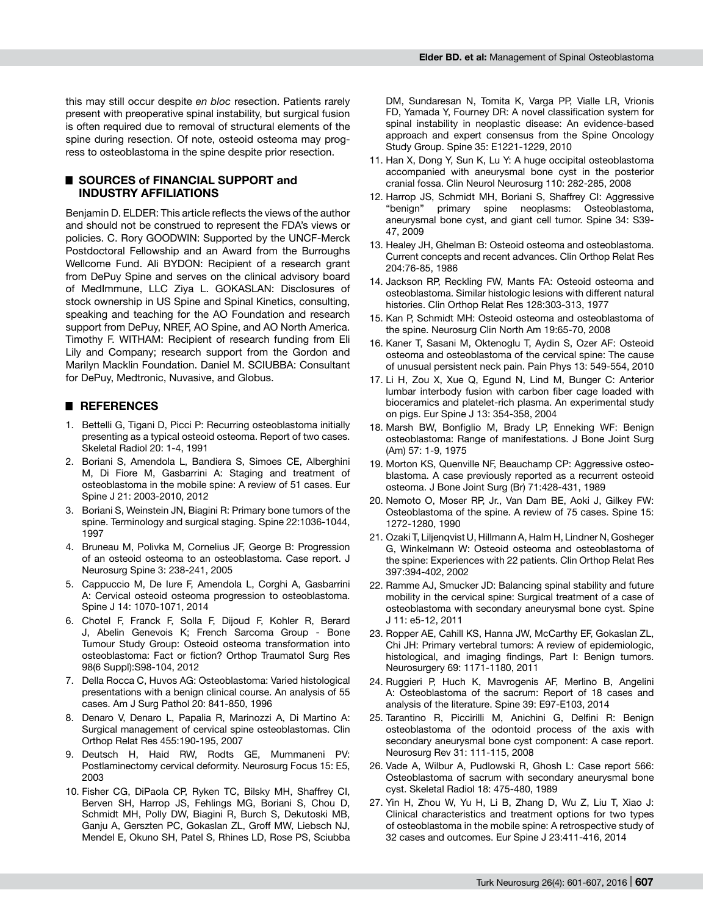this may still occur despite *en bloc* resection. Patients rarely present with preoperative spinal instability, but surgical fusion is often required due to removal of structural elements of the spine during resection. Of note, osteoid osteoma may progress to osteoblastoma in the spine despite prior resection.

## ■ SOURCES of FINANCIAL SUPPORT and INDUSTRY AFFILIATIONS

Benjamin D. ELDER: This article reflects the views of the author and should not be construed to represent the FDA's views or policies. C. Rory GOODWIN: Supported by the UNCF-Merck Postdoctoral Fellowship and an Award from the Burroughs Wellcome Fund. Ali BYDON: Recipient of a research grant from DePuy Spine and serves on the clinical advisory board of MedImmune, LLC Ziya L. GOKASLAN: Disclosures of stock ownership in US Spine and Spinal Kinetics, consulting, speaking and teaching for the AO Foundation and research support from DePuy, NREF, AO Spine, and AO North America. Timothy F. WITHAM: Recipient of research funding from Eli Lily and Company; research support from the Gordon and Marilyn Macklin Foundation. Daniel M. SCIUBBA: Consultant for DePuy, Medtronic, Nuvasive, and Globus.

## ■ REFERENCES

1. Bettelli G, Tigani D, Picci P: Recurring osteoblastoma initially presenting as a typical osteoid osteoma. Report of two cases. Skeletal Radiol 20: 1-4, 1991
2. Boriani S, Amendola L, Bandiera S, Simoes CE, Alberghini M, Di Fiore M, Gasbarrini A: Staging and treatment of osteoblastoma in the mobile spine: A review of 51 cases. Eur Spine J 21: 2003-2010, 2012
3. Boriani S, Weinstein JN, Biagini R: Primary bone tumors of the spine. Terminology and surgical staging. Spine 22:1036-1044, 1997
4. Bruneau M, Polivka M, Cornelius JF, George B: Progression of an osteoid osteoma to an osteoblastoma. Case report. J Neurosurg Spine 3: 238-241, 2005
5. Cappuccio M, De Iure F, Amendola L, Corghi A, Gasbarrini A: Cervical osteoid osteoma progression to osteoblastoma. Spine J 14: 1070-1071, 2014
6. Chotel F, Franck F, Solla F, Dijoud F, Kohler R, Berard J, Abelin Genevois K; French Sarcoma Group - Bone Tumour Study Group: Osteoid osteoma transformation into osteoblastoma: Fact or fiction? Orthop Traumatol Surg Res 98(6 Suppl):S98-104, 2012
7. Della Rocca C, Huvos AG: Osteoblastoma: Varied histological presentations with a benign clinical course. An analysis of 55 cases. Am J Surg Pathol 20: 841-850, 1996
8. Denaro V, Denaro L, Papalia R, Marinozzi A, Di Martino A: Surgical management of cervical spine osteoblastomas. Clin Orthop Relat Res 455:190-195, 2007
9. Deutsch H, Haid RW, Rodts GE, Mummaneni PV: Postlaminectomy cervical deformity. Neurosurg Focus 15: E5, 2003
10. Fisher CG, DiPaola CP, Ryken TC, Bilsky MH, Shaffrey CI, Berven SH, Harrop JS, Fehlings MG, Boriani S, Chou D, Schmidt MH, Polly DW, Biagini R, Burch S, Dekutoski MB, Ganju A, Gerszten PC, Gokaslan ZL, Groff MW, Liebsch NJ, Mendel E, Okuno SH, Patel S, Rhines LD, Rose PS, Sciubba DM, Sundaresan N, Tomita K, Varga PP, Vialle LR, Vrionis FD, Yamada Y, Fourney DR: A novel classification system for spinal instability in neoplastic disease: An evidence-based approach and expert consensus from the Spine Oncology Study Group. Spine 35: E1221-1229, 2010
11. Han X, Dong Y, Sun K, Lu Y: A huge occipital osteoblastoma accompanied with aneurysmal bone cyst in the posterior cranial fossa. Clin Neurol Neurosurg 110: 282-285, 2008
12. Harrop JS, Schmidt MH, Boriani S, Shaffrey CI: Aggressive "benign" primary spine neoplasms: Osteoblastoma, aneurysmal bone cyst, and giant cell tumor. Spine 34: S39-47, 2009
13. Healey JH, Ghelman B: Osteoid osteoma and osteoblastoma. Current concepts and recent advances. Clin Orthop Relat Res 204:76-85, 1986
14. Jackson RP, Reckling FW, Mants FA: Osteoid osteoma and osteoblastoma. Similar histologic lesions with different natural histories. Clin Orthop Relat Res 128:303-313, 1977
15. Kan P, Schmidt MH: Osteoid osteoma and osteoblastoma of the spine. Neurosurg Clin North Am 19:65-70, 2008
16. Kaner T, Sasani M, Oktenoglu T, Aydin S, Ozer AF: Osteoid osteoma and osteoblastoma of the cervical spine: The cause of unusual persistent neck pain. Pain Phys 13: 549-554, 2010
17. Li H, Zou X, Xue Q, Egund N, Lind M, Bunger C: Anterior lumbar interbody fusion with carbon fiber cage loaded with bioceramics and platelet-rich plasma. An experimental study on pigs. Eur Spine J 13: 354-358, 2004
18. Marsh BW, Bonfiglio M, Brady LP, Enneking WF: Benign osteoblastoma: Range of manifestations. J Bone Joint Surg (Am) 57: 1-9, 1975
19. Morton KS, Quenville NF, Beauchamp CP: Aggressive osteoblastoma. A case previously reported as a recurrent osteoid osteoma. J Bone Joint Surg (Br) 71:428-431, 1989
20. Nemoto O, Moser RP, Jr., Van Dam BE, Aoki J, Gilkey FW: Osteoblastoma of the spine. A review of 75 cases. Spine 15: 1272-1280, 1990
21. Ozaki T, Liljenqvist U, Hillmann A, Halm H, Lindner N, Gosheger G, Winkelmann W: Osteoid osteoma and osteoblastoma of the spine: Experiences with 22 patients. Clin Orthop Relat Res 397:394-402, 2002
22. Ramme AJ, Smucker JD: Balancing spinal stability and future mobility in the cervical spine: Surgical treatment of a case of osteoblastoma with secondary aneurysmal bone cyst. Spine J 11: e5-12, 2011
23. Ropper AE, Cahill KS, Hanna JW, McCarthy EF, Gokaslan ZL, Chi JH: Primary vertebral tumors: A review of epidemiologic, histological, and imaging findings, Part I: Benign tumors. Neurosurgery 69: 1171-1180, 2011
24. Ruggieri P, Huch K, Mavrogenis AF, Merlino B, Angelini A: Osteoblastoma of the sacrum: Report of 18 cases and analysis of the literature. Spine 39: E97-E103, 2014
25. Tarantino R, Piccirilli M, Anichini G, Delfini R: Benign osteoblastoma of the odontoid process of the axis with secondary aneurysmal bone cyst component: A case report. Neurosurg Rev 31: 111-115, 2008
26. Vade A, Wilbur A, Pudlowski R, Ghosh L: Case report 566: Osteoblastoma of sacrum with secondary aneurysmal bone cyst. Skeletal Radiol 18: 475-480, 1989
27. Yin H, Zhou W, Yu H, Li B, Zhang D, Wu Z, Liu T, Xiao J: Clinical characteristics and treatment options for two types of osteoblastoma in the mobile spine: A retrospective study of 32 cases and outcomes. Eur Spine J 23:411-416, 2014